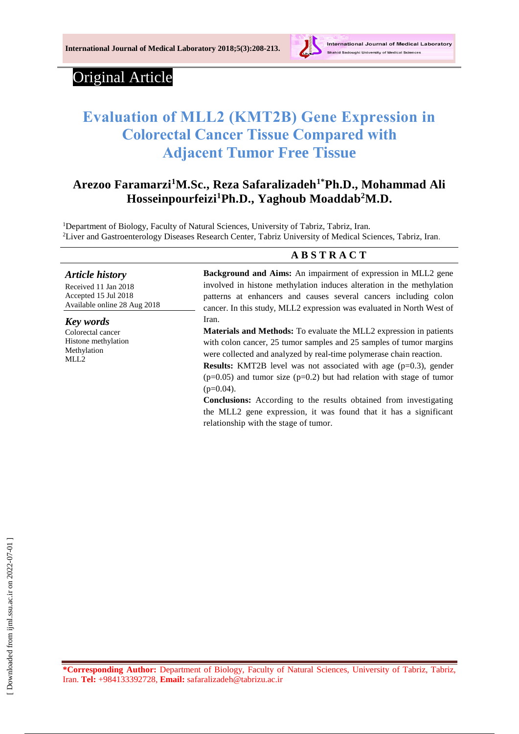Original Article

# Evaluation of MLL2 (KMT2B) Gene Expression in Colorectal Cancer Tissue Compared with Adjacent Tumor Free Tissue

**Arezoo Faramarzi[1]M.Sc., Reza Safaralizadeh[1*]Ph.D., Mohammad Ali Hosseinpourfeizi[1]Ph.D., Yaghoub Moaddab[2]M.D.**

[1]Department of Biology, Faculty of Natural Sciences, University of Tabriz, Tabriz, Iran.
[2]Liver and Gastroenterology Diseases Research Center, Tabriz University of Medical Sciences, Tabriz, Iran.

### *Article history*

Received 11 Jan 2018
Accepted 15 Jul 2018
Available online 28 Aug 2018

### *Key words*

Colorectal cancer
Histone methylation
Methylation
MLL2

## ABSTRACT

**Background and Aims:** An impairment of expression in MLL2 gene involved in histone methylation induces alteration in the methylation patterns at enhancers and causes several cancers including colon cancer. In this study, MLL2 expression was evaluated in North West of Iran.

**Materials and Methods:** To evaluate the MLL2 expression in patients with colon cancer, 25 tumor samples and 25 samples of tumor margins were collected and analyzed by real-time polymerase chain reaction.

**Results:** KMT2B level was not associated with age ($p=0.3$), gender ($p=0.05$) and tumor size ($p=0.2$) but had relation with stage of tumor ($p=0.04$).

**Conclusions:** According to the results obtained from investigating the MLL2 gene expression, it was found that it has a significant relationship with the stage of tumor.

**\*Corresponding Author:** Department of Biology, Faculty of Natural Sciences, University of Tabriz, Tabriz, Iran. **Tel:** +984133392728, **Email:** safaralizadeh@tabrizu.ac.ir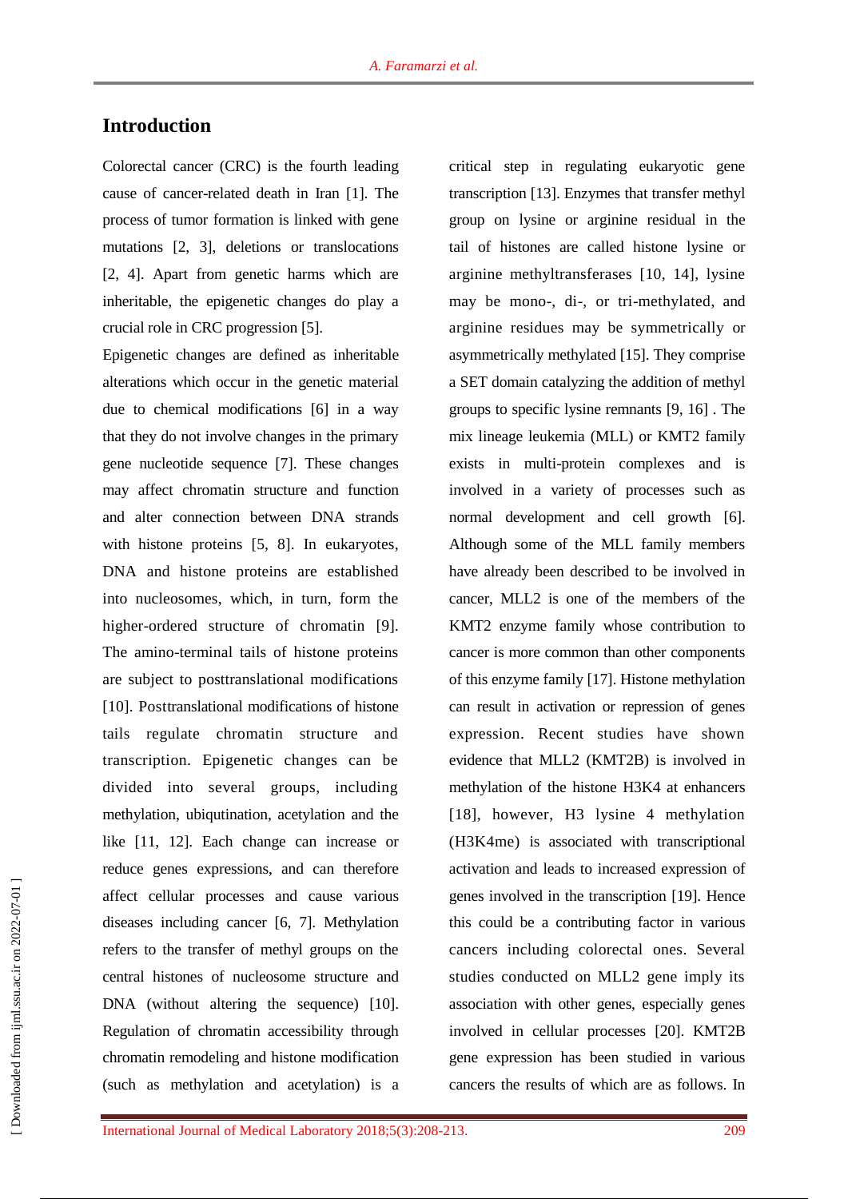## Introduction

Colorectal cancer (CRC) is the fourth leading cause of cancer-related death in Iran [1]. The process of tumor formation is linked with gene mutations [2, 3], deletions or translocations [2, 4]. Apart from genetic harms which are inheritable, the epigenetic changes do play a crucial role in CRC progression [5].

Epigenetic changes are defined as inheritable alterations which occur in the genetic material due to chemical modifications [6] in a way that they do not involve changes in the primary gene nucleotide sequence [7]. These changes may affect chromatin structure and function and alter connection between DNA strands with histone proteins [5, 8]. In eukaryotes, DNA and histone proteins are established into nucleosomes, which, in turn, form the higher-ordered structure of chromatin [9]. The amino-terminal tails of histone proteins are subject to posttranslational modifications [10]. Posttranslational modifications of histone tails regulate chromatin structure and transcription. Epigenetic changes can be divided into several groups, including methylation, ubiqutination, acetylation and the like [11, 12]. Each change can increase or reduce genes expressions, and can therefore affect cellular processes and cause various diseases including cancer [6, 7]. Methylation refers to the transfer of methyl groups on the central histones of nucleosome structure and DNA (without altering the sequence) [10]. Regulation of chromatin accessibility through chromatin remodeling and histone modification (such as methylation and acetylation) is a critical step in regulating eukaryotic gene transcription [13]. Enzymes that transfer methyl group on lysine or arginine residual in the tail of histones are called histone lysine or arginine methyltransferases [10, 14], lysine may be mono-, di-, or tri-methylated, and arginine residues may be symmetrically or asymmetrically methylated [15]. They comprise a SET domain catalyzing the addition of methyl groups to specific lysine remnants [9, 16] . The mix lineage leukemia (MLL) or KMT2 family exists in multi-protein complexes and is involved in a variety of processes such as normal development and cell growth [6]. Although some of the MLL family members have already been described to be involved in cancer, MLL2 is one of the members of the KMT2 enzyme family whose contribution to cancer is more common than other components of this enzyme family [17]. Histone methylation can result in activation or repression of genes expression. Recent studies have shown evidence that MLL2 (KMT2B) is involved in methylation of the histone H3K4 at enhancers [18], however, H3 lysine 4 methylation (H3K4me) is associated with transcriptional activation and leads to increased expression of genes involved in the transcription [19]. Hence this could be a contributing factor in various cancers including colorectal ones. Several studies conducted on MLL2 gene imply its association with other genes, especially genes involved in cellular processes [20]. KMT2B gene expression has been studied in various cancers the results of which are as follows. In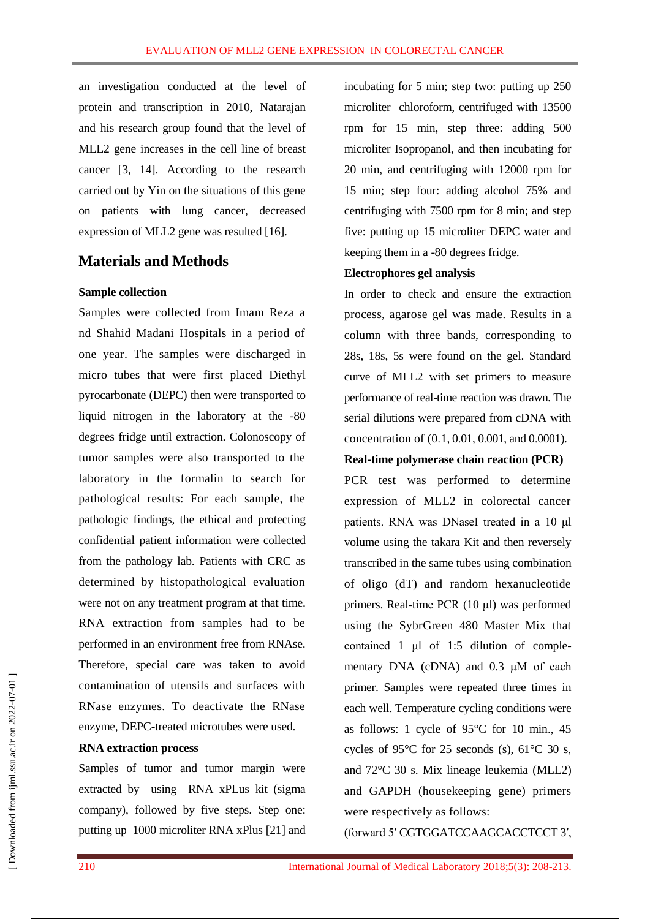an investigation conducted at the level of protein and transcription in 2010, Natarajan and his research group found that the level of MLL2 gene increases in the cell line of breast cancer [3, 14]. According to the research carried out by Yin on the situations of this gene on patients with lung cancer, decreased expression of MLL2 gene was resulted [16].

## Materials and Methods

### Sample collection

Samples were collected from Imam Reza a nd Shahid Madani Hospitals in a period of one year. The samples were discharged in micro tubes that were first placed Diethyl pyrocarbonate (DEPC) then were transported to liquid nitrogen in the laboratory at the -80 degrees fridge until extraction. Colonoscopy of tumor samples were also transported to the laboratory in the formalin to search for pathological results: For each sample, the pathologic findings, the ethical and protecting confidential patient information were collected from the pathology lab. Patients with CRC as determined by histopathological evaluation were not on any treatment program at that time. RNA extraction from samples had to be performed in an environment free from RNAse. Therefore, special care was taken to avoid contamination of utensils and surfaces with RNase enzymes. To deactivate the RNase enzyme, DEPC-treated microtubes were used.

### RNA extraction process

Samples of tumor and tumor margin were extracted by using RNA xPLus kit (sigma company), followed by five steps. Step one: putting up 1000 microliter RNA xPlus [21] and incubating for 5 min; step two: putting up 250 microliter chloroform, centrifuged with 13500 rpm for 15 min, step three: adding 500 microliter Isopropanol, and then incubating for 20 min, and centrifuging with 12000 rpm for 15 min; step four: adding alcohol 75% and centrifuging with 7500 rpm for 8 min; and step five: putting up 15 microliter DEPC water and keeping them in a -80 degrees fridge.

### Electrophores gel analysis

In order to check and ensure the extraction process, agarose gel was made. Results in a column with three bands, corresponding to 28s, 18s, 5s were found on the gel. Standard curve of MLL2 with set primers to measure performance of real-time reaction was drawn. The serial dilutions were prepared from cDNA with concentration of (0.1, 0.01, 0.001, and 0.0001).

### Real-time polymerase chain reaction (PCR)

PCR test was performed to determine expression of MLL2 in colorectal cancer patients. RNA was DNaseI treated in a 10 μl volume using the takara Kit and then reversely transcribed in the same tubes using combination of oligo (dT) and random hexanucleotide primers. Real-time PCR (10 μl) was performed using the SybrGreen 480 Master Mix that contained 1 μl of 1:5 dilution of complementary DNA (cDNA) and 0.3 μM of each primer. Samples were repeated three times in each well. Temperature cycling conditions were as follows: 1 cycle of 95°C for 10 min., 45 cycles of 95°C for 25 seconds (s), 61°C 30 s, and 72°C 30 s. Mix lineage leukemia (MLL2) and GAPDH (housekeeping gene) primers were respectively as follows:

(forward 5′ CGTGGATCCAAGCACCTCCT 3′,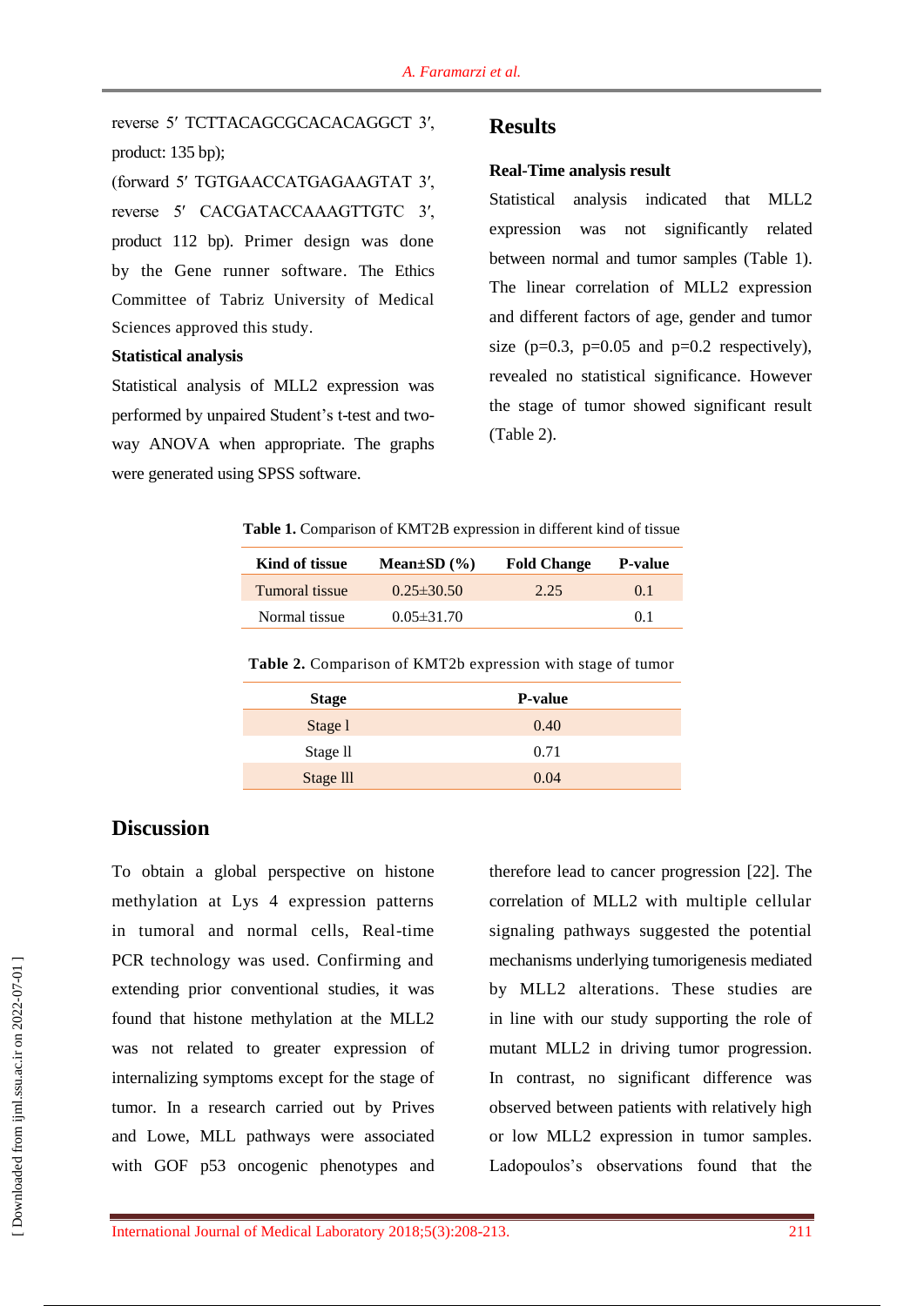reverse 5′ TCTTACAGCGCACACAGGCT 3′, product: 135 bp);

(forward 5′ TGTGAACCATGAGAAGTAT 3′, reverse 5′ CACGATACCAAAGTTGTC 3′, product 112 bp). Primer design was done by the Gene runner software. The Ethics Committee of Tabriz University of Medical Sciences approved this study.

### Statistical analysis

Statistical analysis of MLL2 expression was performed by unpaired Student's t-test and two-way ANOVA when appropriate. The graphs were generated using SPSS software.

## Results

### Real-Time analysis result

Statistical analysis indicated that MLL2 expression was not significantly related between normal and tumor samples (Table 1). The linear correlation of MLL2 expression and different factors of age, gender and tumor size (p=0.3, p=0.05 and p=0.2 respectively), revealed no statistical significance. However the stage of tumor showed significant result (Table 2).

**Table 1.** Comparison of KMT2B expression in different kind of tissue

| Kind of tissue | Mean±SD (%) | Fold Change | P-value |
|---|---|---|---|
| Tumoral tissue | 0.25±30.50 | 2.25 | 0.1 |
| Normal tissue | 0.05±31.70 | | 0.1 |

**Table 2.** Comparison of KMT2b expression with stage of tumor

| Stage | P-value |
|---|---|
| Stage l | 0.40 |
| Stage ll | 0.71 |
| Stage lll | 0.04 |

## Discussion

To obtain a global perspective on histone methylation at Lys 4 expression patterns in tumoral and normal cells, Real-time PCR technology was used. Confirming and extending prior conventional studies, it was found that histone methylation at the MLL2 was not related to greater expression of internalizing symptoms except for the stage of tumor. In a research carried out by Prives and Lowe, MLL pathways were associated with GOF p53 oncogenic phenotypes and therefore lead to cancer progression [22]. The correlation of MLL2 with multiple cellular signaling pathways suggested the potential mechanisms underlying tumorigenesis mediated by MLL2 alterations. These studies are in line with our study supporting the role of mutant MLL2 in driving tumor progression. In contrast, no significant difference was observed between patients with relatively high or low MLL2 expression in tumor samples. Ladopoulos's observations found that the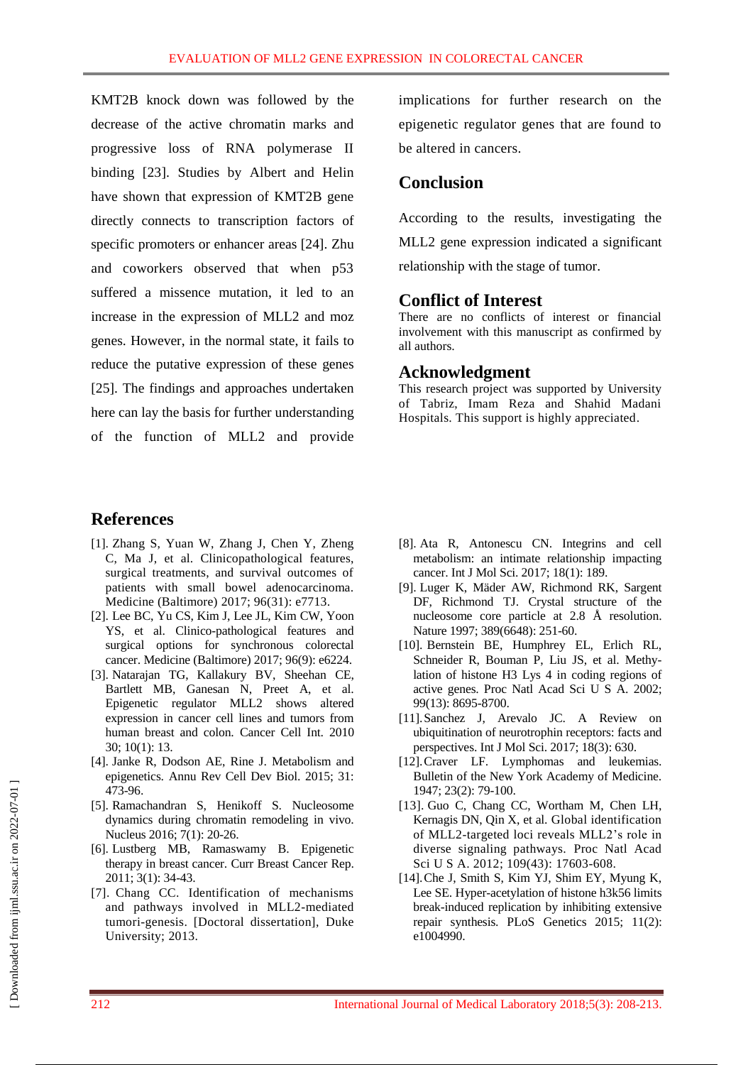KMT2B knock down was followed by the decrease of the active chromatin marks and progressive loss of RNA polymerase II binding [23]. Studies by Albert and Helin have shown that expression of KMT2B gene directly connects to transcription factors of specific promoters or enhancer areas [24]. Zhu and coworkers observed that when p53 suffered a missence mutation, it led to an increase in the expression of MLL2 and moz genes. However, in the normal state, it fails to reduce the putative expression of these genes [25]. The findings and approaches undertaken here can lay the basis for further understanding of the function of MLL2 and provide implications for further research on the epigenetic regulator genes that are found to be altered in cancers.

## Conclusion

According to the results, investigating the MLL2 gene expression indicated a significant relationship with the stage of tumor.

## Conflict of Interest

There are no conflicts of interest or financial involvement with this manuscript as confirmed by all authors.

## Acknowledgment

This research project was supported by University of Tabriz, Imam Reza and Shahid Madani Hospitals. This support is highly appreciated.

## References

[1]. Zhang S, Yuan W, Zhang J, Chen Y, Zheng C, Ma J, et al. Clinicopathological features, surgical treatments, and survival outcomes of patients with small bowel adenocarcinoma. Medicine (Baltimore) 2017; 96(31): e7713.

[2]. Lee BC, Yu CS, Kim J, Lee JL, Kim CW, Yoon YS, et al. Clinico-pathological features and surgical options for synchronous colorectal cancer. Medicine (Baltimore) 2017; 96(9): e6224.

[3]. Natarajan TG, Kallakury BV, Sheehan CE, Bartlett MB, Ganesan N, Preet A, et al. Epigenetic regulator MLL2 shows altered expression in cancer cell lines and tumors from human breast and colon. Cancer Cell Int. 2010 30; 10(1): 13.

[4]. Janke R, Dodson AE, Rine J. Metabolism and epigenetics. Annu Rev Cell Dev Biol. 2015; 31: 473-96.

[5]. Ramachandran S, Henikoff S. Nucleosome dynamics during chromatin remodeling in vivo. Nucleus 2016; 7(1): 20-26.

[6]. Lustberg MB, Ramaswamy B. Epigenetic therapy in breast cancer. Curr Breast Cancer Rep. 2011; 3(1): 34-43.

[7]. Chang CC. Identification of mechanisms and pathways involved in MLL2-mediated tumori-genesis. [Doctoral dissertation], Duke University; 2013.

[8]. Ata R, Antonescu CN. Integrins and cell metabolism: an intimate relationship impacting cancer. Int J Mol Sci. 2017; 18(1): 189.

[9]. Luger K, Mäder AW, Richmond RK, Sargent DF, Richmond TJ. Crystal structure of the nucleosome core particle at 2.8 Å resolution. Nature 1997; 389(6648): 251-60.

[10]. Bernstein BE, Humphrey EL, Erlich RL, Schneider R, Bouman P, Liu JS, et al. Methy-lation of histone H3 Lys 4 in coding regions of active genes. Proc Natl Acad Sci U S A. 2002; 99(13): 8695-8700.

[11]. Sanchez J, Arevalo JC. A Review on ubiquitination of neurotrophin receptors: facts and perspectives. Int J Mol Sci. 2017; 18(3): 630.

[12]. Craver LF. Lymphomas and leukemias. Bulletin of the New York Academy of Medicine. 1947; 23(2): 79-100.

[13]. Guo C, Chang CC, Wortham M, Chen LH, Kernagis DN, Qin X, et al. Global identification of MLL2-targeted loci reveals MLL2's role in diverse signaling pathways. Proc Natl Acad Sci U S A. 2012; 109(43): 17603-608.

[14]. Che J, Smith S, Kim YJ, Shim EY, Myung K, Lee SE. Hyper-acetylation of histone h3k56 limits break-induced replication by inhibiting extensive repair synthesis. PLoS Genetics 2015; 11(2): e1004990.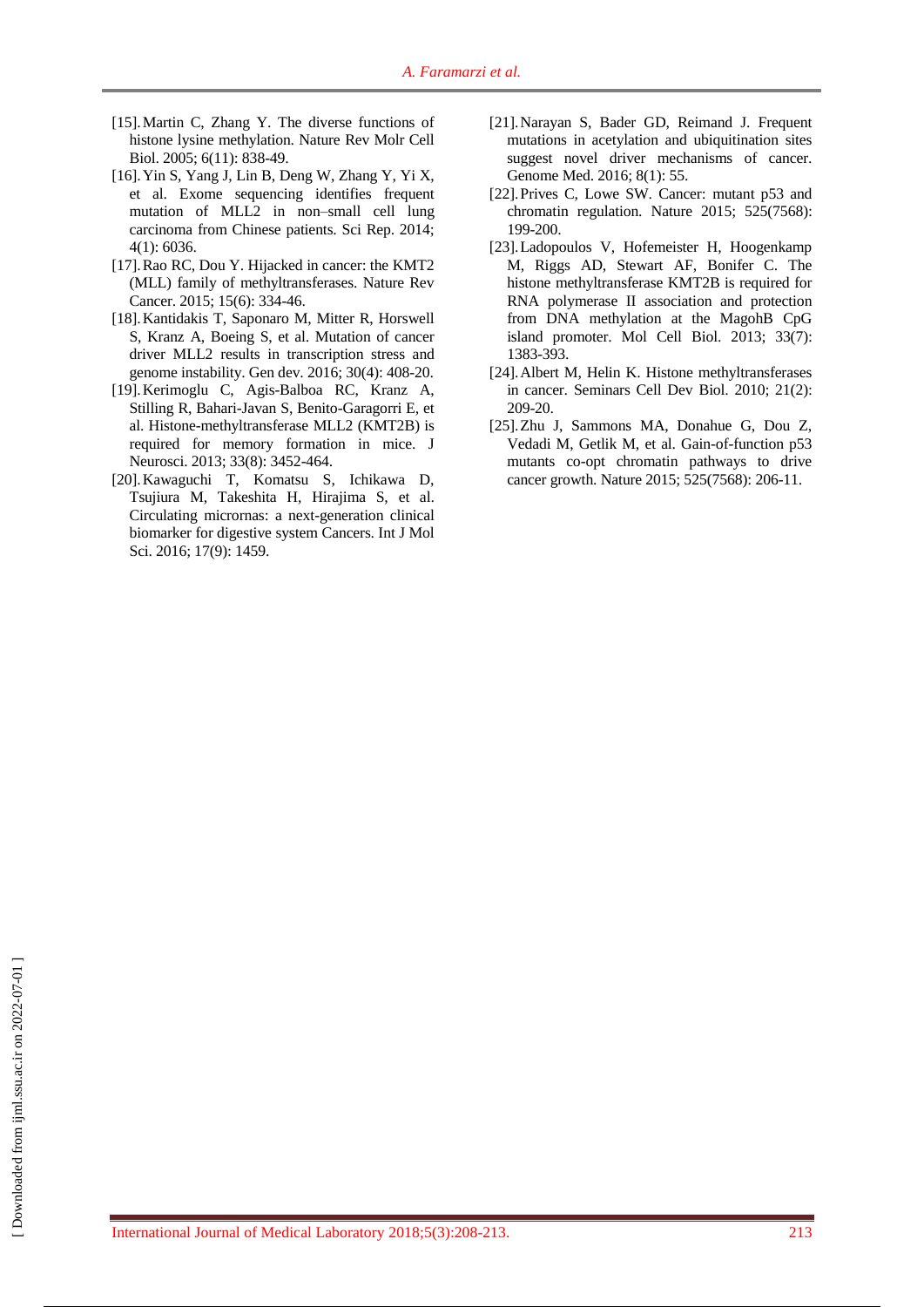[15]. Martin C, Zhang Y. The diverse functions of histone lysine methylation. Nature Rev Molr Cell Biol. 2005; 6(11): 838-49.

[16]. Yin S, Yang J, Lin B, Deng W, Zhang Y, Yi X, et al. Exome sequencing identifies frequent mutation of MLL2 in non–small cell lung carcinoma from Chinese patients. Sci Rep. 2014; 4(1): 6036.

[17]. Rao RC, Dou Y. Hijacked in cancer: the KMT2 (MLL) family of methyltransferases. Nature Rev Cancer. 2015; 15(6): 334-46.

[18]. Kantidakis T, Saponaro M, Mitter R, Horswell S, Kranz A, Boeing S, et al. Mutation of cancer driver MLL2 results in transcription stress and genome instability. Gen dev. 2016; 30(4): 408-20.

[19]. Kerimoglu C, Agis-Balboa RC, Kranz A, Stilling R, Bahari-Javan S, Benito-Garagorri E, et al. Histone-methyltransferase MLL2 (KMT2B) is required for memory formation in mice. J Neurosci. 2013; 33(8): 3452-464.

[20]. Kawaguchi T, Komatsu S, Ichikawa D, Tsujiura M, Takeshita H, Hirajima S, et al. Circulating micrornas: a next-generation clinical biomarker for digestive system Cancers. Int J Mol Sci. 2016; 17(9): 1459.

[21]. Narayan S, Bader GD, Reimand J. Frequent mutations in acetylation and ubiquitination sites suggest novel driver mechanisms of cancer. Genome Med. 2016; 8(1): 55.

[22]. Prives C, Lowe SW. Cancer: mutant p53 and chromatin regulation. Nature 2015; 525(7568): 199-200.

[23]. Ladopoulos V, Hofemeister H, Hoogenkamp M, Riggs AD, Stewart AF, Bonifer C. The histone methyltransferase KMT2B is required for RNA polymerase II association and protection from DNA methylation at the MagohB CpG island promoter. Mol Cell Biol. 2013; 33(7): 1383-393.

[24]. Albert M, Helin K. Histone methyltransferases in cancer. Seminars Cell Dev Biol. 2010; 21(2): 209-20.

[25]. Zhu J, Sammons MA, Donahue G, Dou Z, Vedadi M, Getlik M, et al. Gain-of-function p53 mutants co-opt chromatin pathways to drive cancer growth. Nature 2015; 525(7568): 206-11.